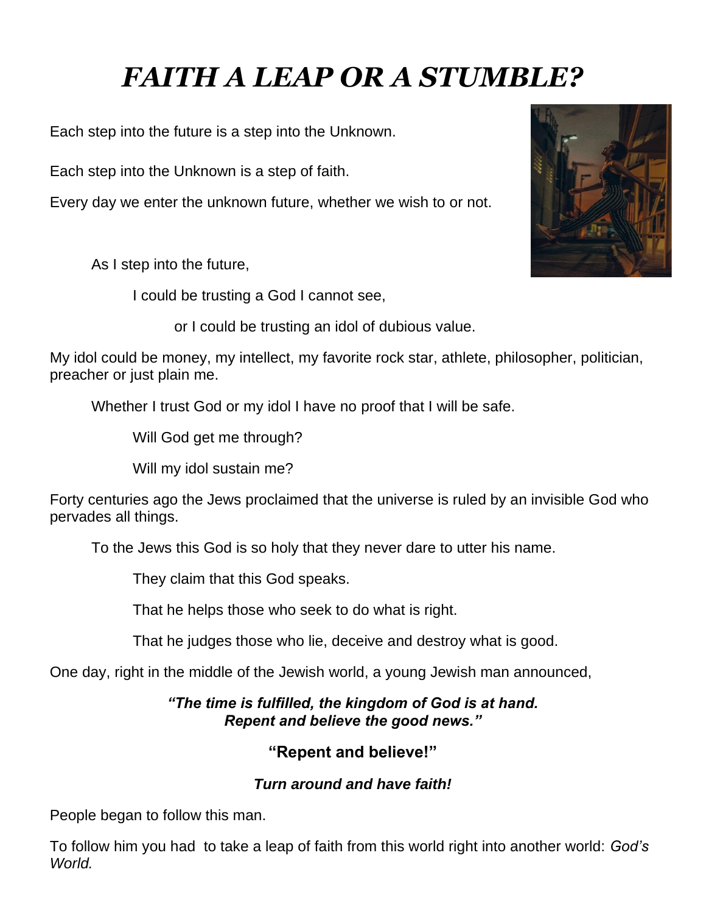# ***FAITH A LEAP OR A STUMBLE?***

Each step into the future is a step into the Unknown.

Each step into the Unknown is a step of faith.

Every day we enter the unknown future, whether we wish to or not.

As I step into the future,

I could be trusting a God I cannot see,

or I could be trusting an idol of dubious value.

My idol could be money, my intellect, my favorite rock star, athlete, philosopher, politician, preacher or just plain me.

Whether I trust God or my idol I have no proof that I will be safe.

Will God get me through?

Will my idol sustain me?

Forty centuries ago the Jews proclaimed that the universe is ruled by an invisible God who pervades all things.

To the Jews this God is so holy that they never dare to utter his name.

They claim that this God speaks.

That he helps those who seek to do what is right.

That he judges those who lie, deceive and destroy what is good.

One day, right in the middle of the Jewish world, a young Jewish man announced,

***"The time is fulfilled, the kingdom of God is at hand. Repent and believe the good news."***

**"Repent and believe!"**

***Turn around and have faith!***

People began to follow this man.

To follow him you had to take a leap of faith from this world right into another world: *God's World.*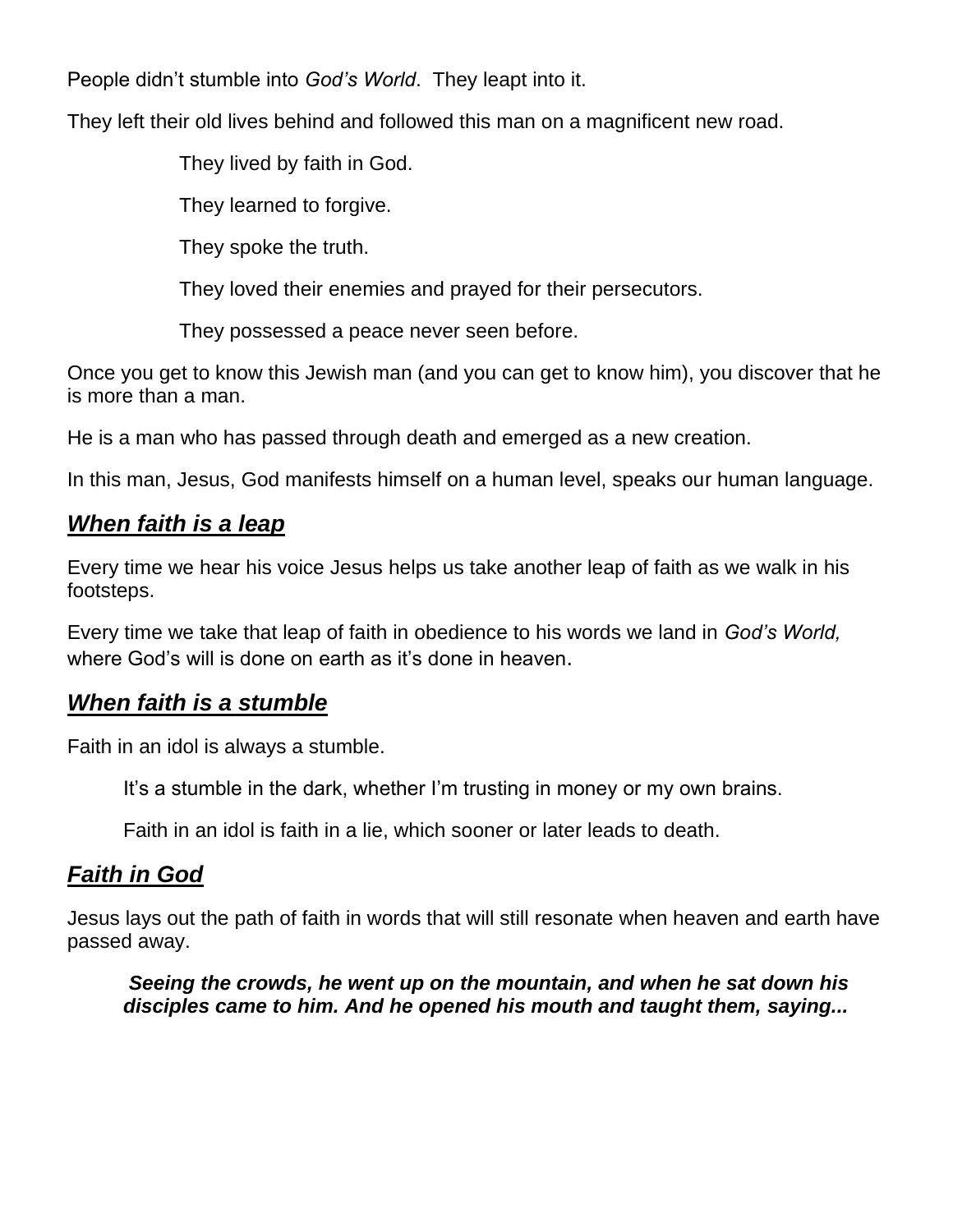People didn't stumble into *God's World*. They leapt into it.

They left their old lives behind and followed this man on a magnificent new road.

They lived by faith in God.

They learned to forgive.

They spoke the truth.

They loved their enemies and prayed for their persecutors.

They possessed a peace never seen before.

Once you get to know this Jewish man (and you can get to know him), you discover that he is more than a man.

He is a man who has passed through death and emerged as a new creation.

In this man, Jesus, God manifests himself on a human level, speaks our human language.

## ***<u>When faith is a leap</u>***

Every time we hear his voice Jesus helps us take another leap of faith as we walk in his footsteps.

Every time we take that leap of faith in obedience to his words we land in *God's World,* where God's will is done on earth as it's done in heaven.

## ***<u>When faith is a stumble</u>***

Faith in an idol is always a stumble.

It's a stumble in the dark, whether I'm trusting in money or my own brains.

Faith in an idol is faith in a lie, which sooner or later leads to death.

## ***<u>Faith in God</u>***

Jesus lays out the path of faith in words that will still resonate when heaven and earth have passed away.

> ***Seeing the crowds, he went up on the mountain, and when he sat down his disciples came to him. And he opened his mouth and taught them, saying...***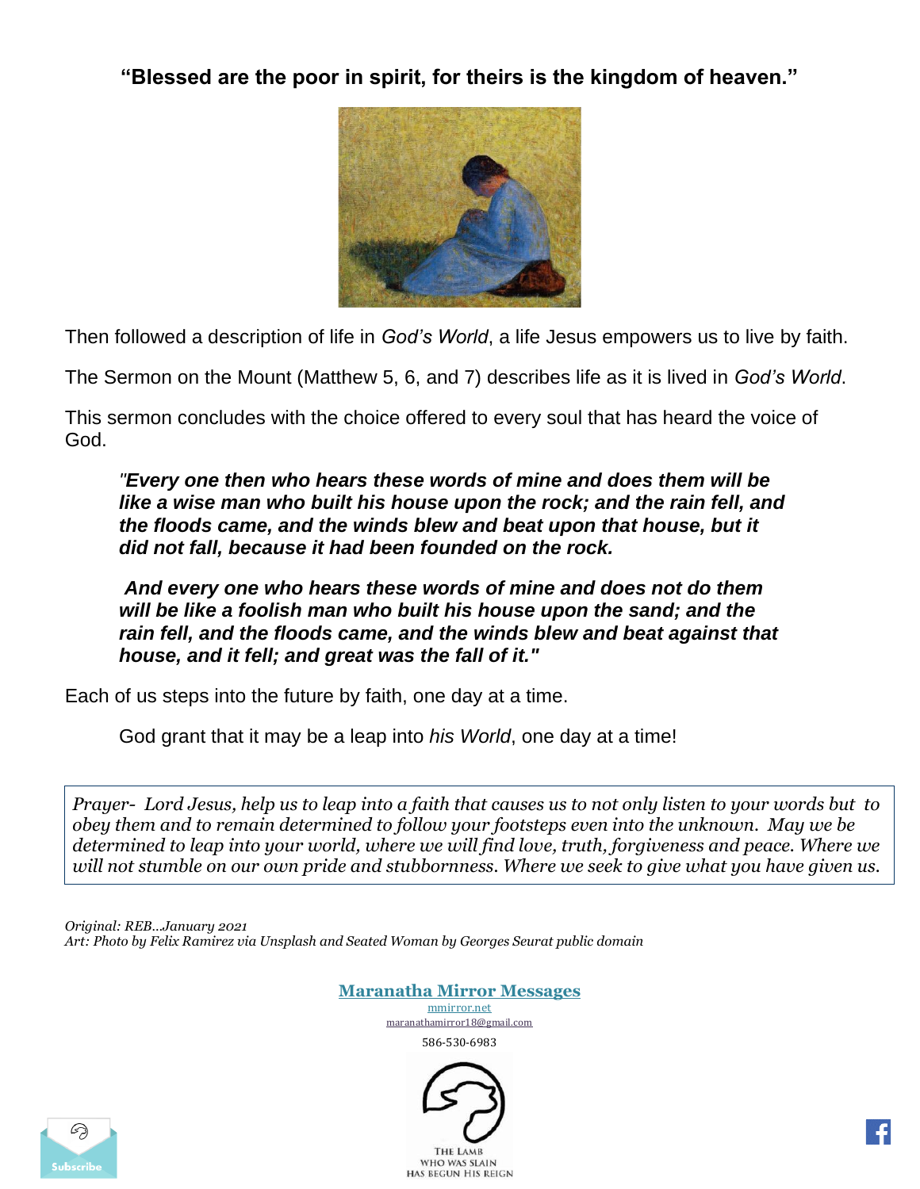**“Blessed are the poor in spirit, for theirs is the kingdom of heaven.”**

Then followed a description of life in *God’s World*, a life Jesus empowers us to live by faith.

The Sermon on the Mount (Matthew 5, 6, and 7) describes life as it is lived in *God’s World*.

This sermon concludes with the choice offered to every soul that has heard the voice of God.

> *"**Every one then who hears these words of mine and does them will be like a wise man who built his house upon the rock; and the rain fell, and the floods came, and the winds blew and beat upon that house, but it did not fall, because it had been founded on the rock.***
>
> ***And every one who hears these words of mine and does not do them will be like a foolish man who built his house upon the sand; and the rain fell, and the floods came, and the winds blew and beat against that house, and it fell; and great was the fall of it."***

Each of us steps into the future by faith, one day at a time.

> God grant that it may be a leap into *his World*, one day at a time!

*Prayer- Lord Jesus, help us to leap into a faith that causes us to not only listen to your words but to obey them and to remain determined to follow your footsteps even into the unknown. May we be determined to leap into your world, where we will find love, truth, forgiveness and peace. Where we will not stumble on our own pride and stubbornness. Where we seek to give what you have given us.*

*Original: REB…January 2021*
*Art: Photo by Felix Ramirez via Unsplash and Seated Woman by Georges Seurat public domain*

**Maranatha Mirror Messages**
mmirror.net
maranathamirror18@gmail.com
586-530-6983

THE LAMB
WHO WAS SLAIN
HAS BEGUN HIS REIGN

Subscribe